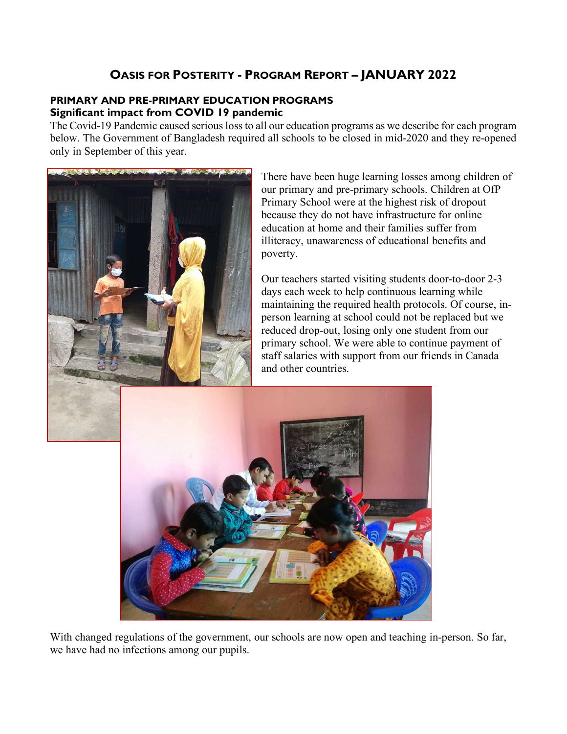# Oasis for Posterity - Program Report – JANUARY 2022

## PRIMARY AND PRE-PRIMARY EDUCATION PROGRAMS

### Significant impact from COVID 19 pandemic

The Covid-19 Pandemic caused serious loss to all our education programs as we describe for each program below. The Government of Bangladesh required all schools to be closed in mid-2020 and they re-opened only in September of this year.

There have been huge learning losses among children of our primary and pre-primary schools. Children at OfP Primary School were at the highest risk of dropout because they do not have infrastructure for online education at home and their families suffer from illiteracy, unawareness of educational benefits and poverty.

Our teachers started visiting students door-to-door 2-3 days each week to help continuous learning while maintaining the required health protocols. Of course, in-person learning at school could not be replaced but we reduced drop-out, losing only one student from our primary school. We were able to continue payment of staff salaries with support from our friends in Canada and other countries.

With changed regulations of the government, our schools are now open and teaching in-person. So far, we have had no infections among our pupils.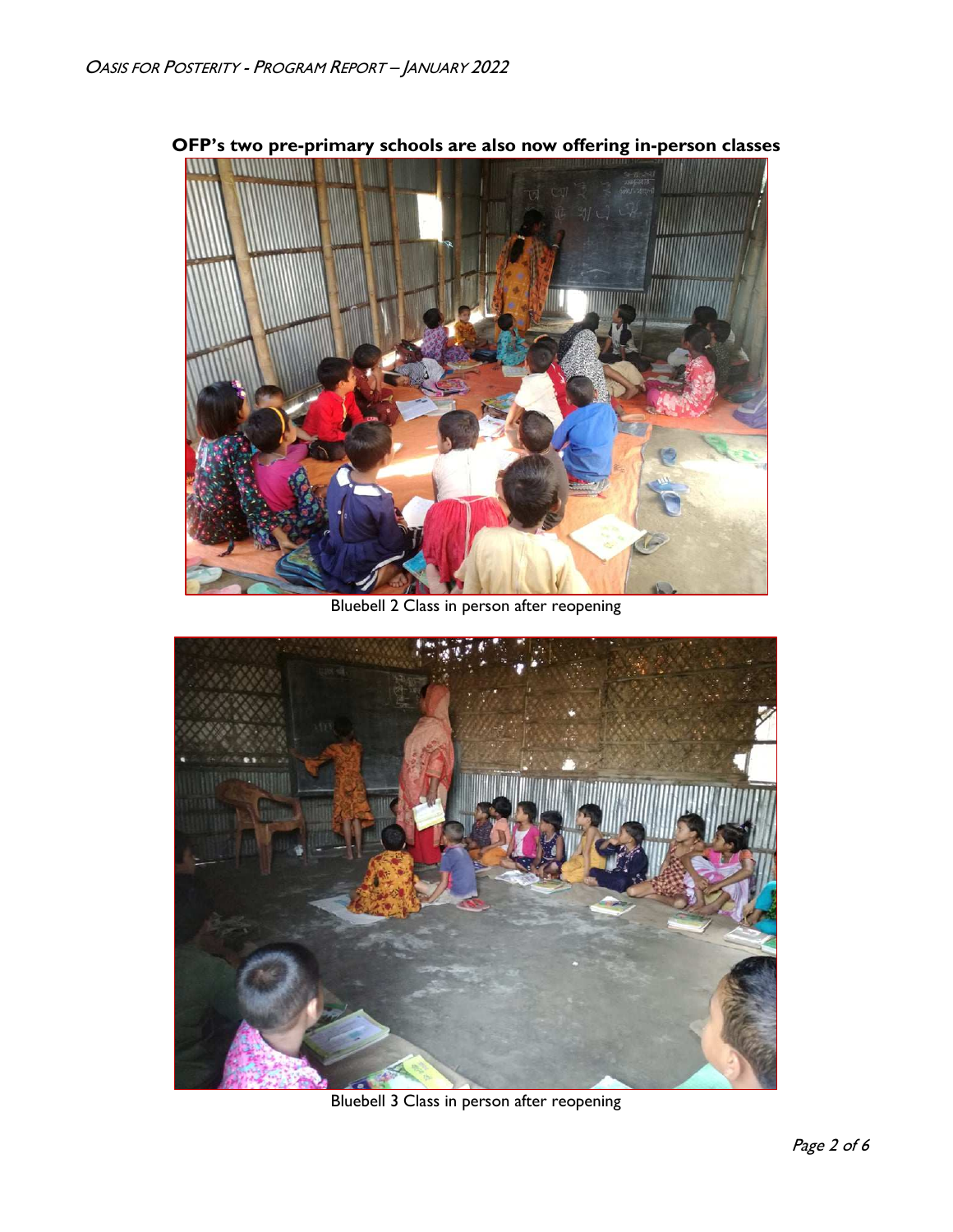**OFP's two pre-primary schools are also now offering in-person classes**

Bluebell 2 Class in person after reopening

Bluebell 3 Class in person after reopening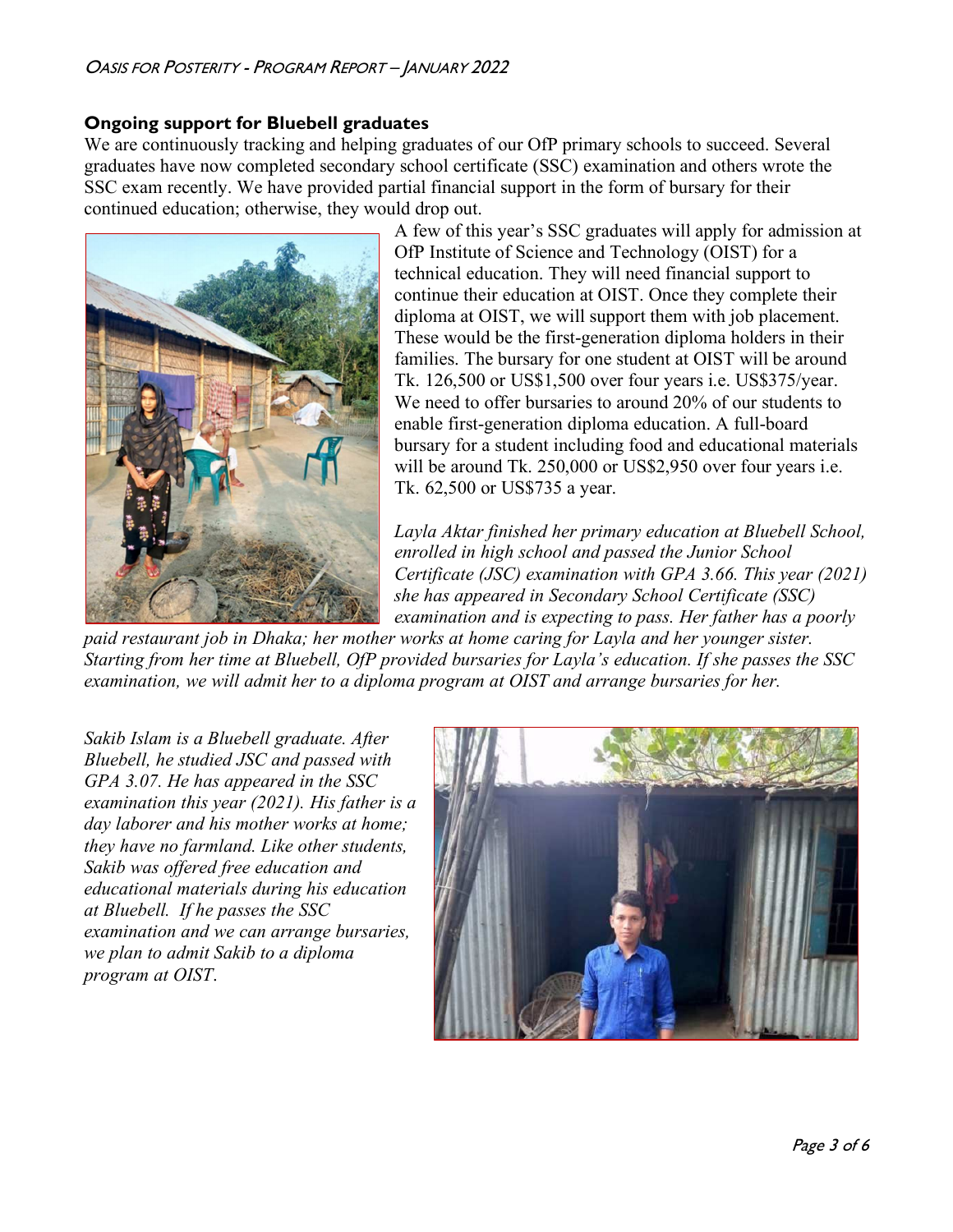### Ongoing support for Bluebell graduates

We are continuously tracking and helping graduates of our OfP primary schools to succeed. Several graduates have now completed secondary school certificate (SSC) examination and others wrote the SSC exam recently. We have provided partial financial support in the form of bursary for their continued education; otherwise, they would drop out.

A few of this year's SSC graduates will apply for admission at OfP Institute of Science and Technology (OIST) for a technical education. They will need financial support to continue their education at OIST. Once they complete their diploma at OIST, we will support them with job placement. These would be the first-generation diploma holders in their families. The bursary for one student at OIST will be around Tk. 126,500 or US$1,500 over four years i.e. US$375/year. We need to offer bursaries to around 20% of our students to enable first-generation diploma education. A full-board bursary for a student including food and educational materials will be around Tk. 250,000 or US$2,950 over four years i.e. Tk. 62,500 or US$735 a year.

*Layla Aktar finished her primary education at Bluebell School, enrolled in high school and passed the Junior School Certificate (JSC) examination with GPA 3.66. This year (2021) she has appeared in Secondary School Certificate (SSC) examination and is expecting to pass. Her father has a poorly paid restaurant job in Dhaka; her mother works at home caring for Layla and her younger sister. Starting from her time at Bluebell, OfP provided bursaries for Layla's education. If she passes the SSC examination, we will admit her to a diploma program at OIST and arrange bursaries for her.*

*Sakib Islam is a Bluebell graduate. After Bluebell, he studied JSC and passed with GPA 3.07. He has appeared in the SSC examination this year (2021). His father is a day laborer and his mother works at home; they have no farmland. Like other students, Sakib was offered free education and educational materials during his education at Bluebell. If he passes the SSC examination and we can arrange bursaries, we plan to admit Sakib to a diploma program at OIST.*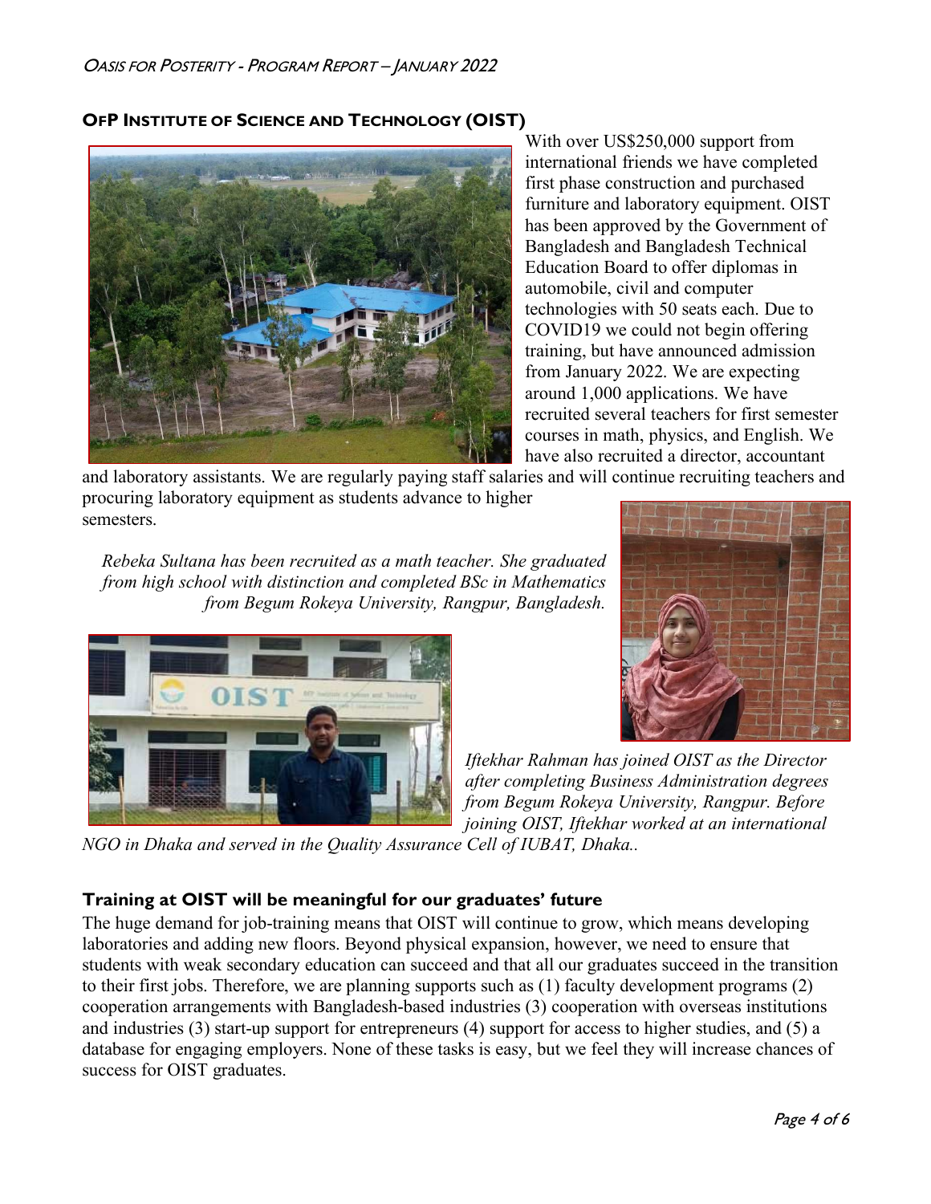## OFP INSTITUTE OF SCIENCE AND TECHNOLOGY (OIST)

With over US$250,000 support from international friends we have completed first phase construction and purchased furniture and laboratory equipment. OIST has been approved by the Government of Bangladesh and Bangladesh Technical Education Board to offer diplomas in automobile, civil and computer technologies with 50 seats each. Due to COVID19 we could not begin offering training, but have announced admission from January 2022. We are expecting around 1,000 applications. We have recruited several teachers for first semester courses in math, physics, and English. We have also recruited a director, accountant and laboratory assistants. We are regularly paying staff salaries and will continue recruiting teachers and procuring laboratory equipment as students advance to higher semesters.

*Rebeka Sultana has been recruited as a math teacher. She graduated from high school with distinction and completed BSc in Mathematics from Begum Rokeya University, Rangpur, Bangladesh.*

*Iftekhar Rahman has joined OIST as the Director after completing Business Administration degrees from Begum Rokeya University, Rangpur. Before joining OIST, Iftekhar worked at an international NGO in Dhaka and served in the Quality Assurance Cell of IUBAT, Dhaka..*

### Training at OIST will be meaningful for our graduates' future

The huge demand for job-training means that OIST will continue to grow, which means developing laboratories and adding new floors. Beyond physical expansion, however, we need to ensure that students with weak secondary education can succeed and that all our graduates succeed in the transition to their first jobs. Therefore, we are planning supports such as (1) faculty development programs (2) cooperation arrangements with Bangladesh-based industries (3) cooperation with overseas institutions and industries (3) start-up support for entrepreneurs (4) support for access to higher studies, and (5) a database for engaging employers. None of these tasks is easy, but we feel they will increase chances of success for OIST graduates.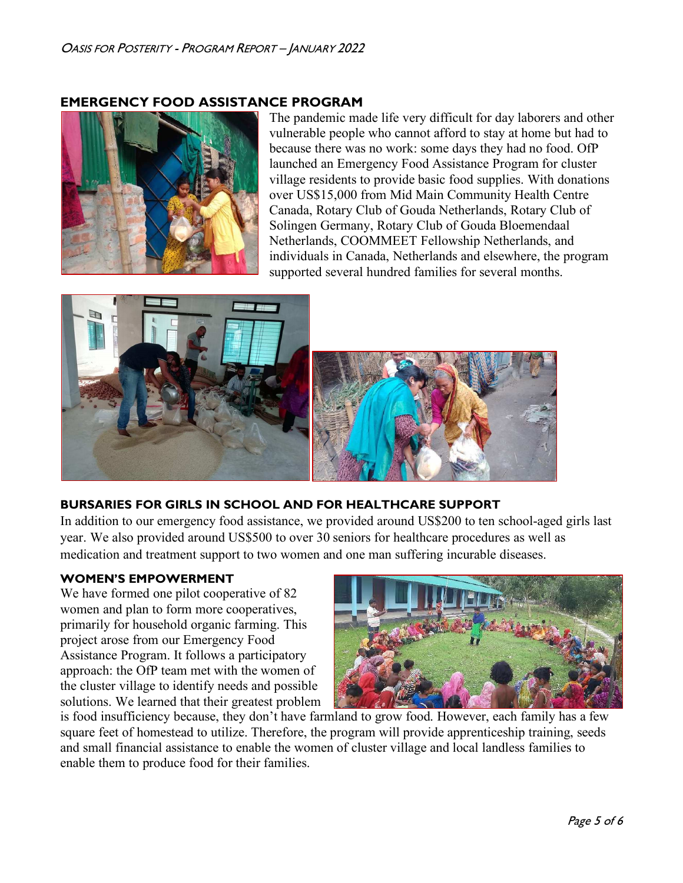## EMERGENCY FOOD ASSISTANCE PROGRAM

The pandemic made life very difficult for day laborers and other vulnerable people who cannot afford to stay at home but had to because there was no work: some days they had no food. OfP launched an Emergency Food Assistance Program for cluster village residents to provide basic food supplies. With donations over US$15,000 from Mid Main Community Health Centre Canada, Rotary Club of Gouda Netherlands, Rotary Club of Solingen Germany, Rotary Club of Gouda Bloemendaal Netherlands, COOMMEET Fellowship Netherlands, and individuals in Canada, Netherlands and elsewhere, the program supported several hundred families for several months.

## BURSARIES FOR GIRLS IN SCHOOL AND FOR HEALTHCARE SUPPORT

In addition to our emergency food assistance, we provided around US$200 to ten school-aged girls last year. We also provided around US$500 to over 30 seniors for healthcare procedures as well as medication and treatment support to two women and one man suffering incurable diseases.

### WOMEN'S EMPOWERMENT

We have formed one pilot cooperative of 82 women and plan to form more cooperatives, primarily for household organic farming. This project arose from our Emergency Food Assistance Program. It follows a participatory approach: the OfP team met with the women of the cluster village to identify needs and possible solutions. We learned that their greatest problem is food insufficiency because, they don't have farmland to grow food. However, each family has a few square feet of homestead to utilize. Therefore, the program will provide apprenticeship training, seeds and small financial assistance to enable the women of cluster village and local landless families to enable them to produce food for their families.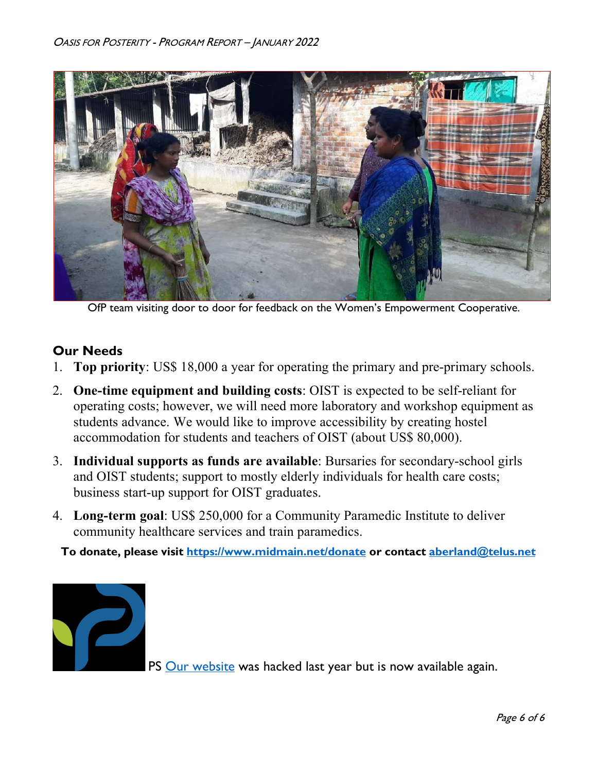OfP team visiting door to door for feedback on the Women's Empowerment Cooperative.

## Our Needs

1. **Top priority**: US$ 18,000 a year for operating the primary and pre-primary schools.
2. **One-time equipment and building costs**: OIST is expected to be self-reliant for operating costs; however, we will need more laboratory and workshop equipment as students advance. We would like to improve accessibility by creating hostel accommodation for students and teachers of OIST (about US$ 80,000).
3. **Individual supports as funds are available**: Bursaries for secondary-school girls and OIST students; support to mostly elderly individuals for health care costs; business start-up support for OIST graduates.
4. **Long-term goal**: US$ 250,000 for a Community Paramedic Institute to deliver community healthcare services and train paramedics.

**To donate, please visit [https://www.midmain.net/donate](https://www.midmain.net/donate) or contact [aberland@telus.net](mailto:aberland@telus.net)**

PS [Our website](#) was hacked last year but is now available again.